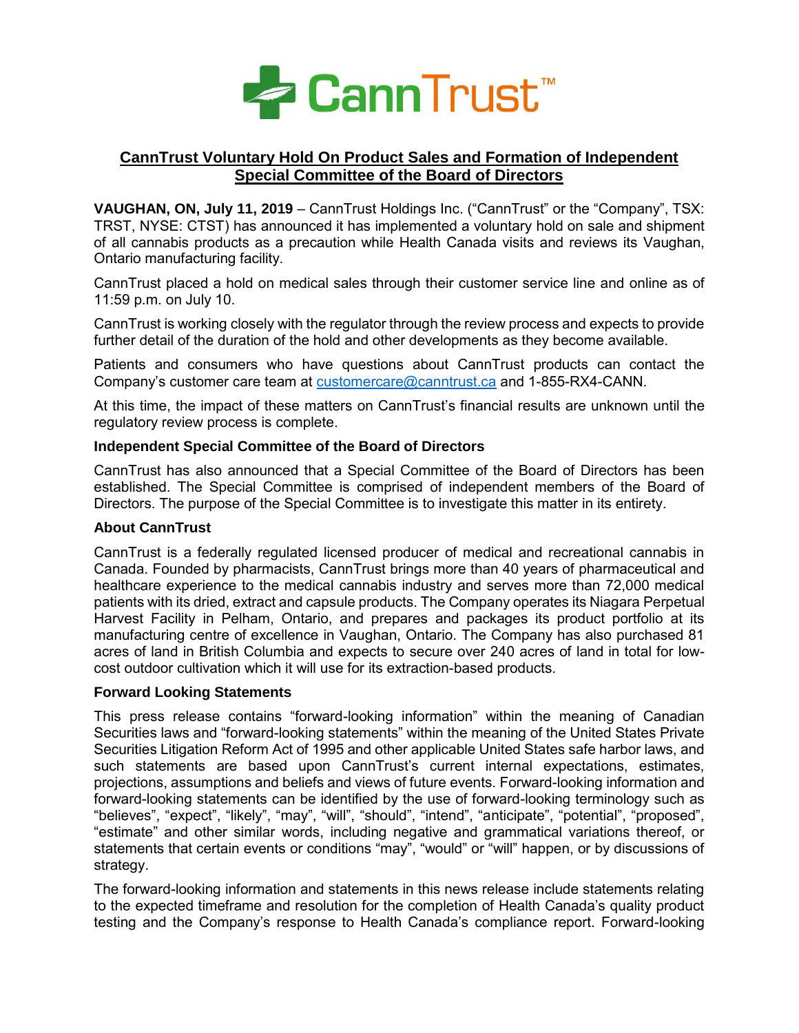# CannTrust™

## CannTrust Voluntary Hold On Product Sales and Formation of Independent Special Committee of the Board of Directors

**VAUGHAN, ON, July 11, 2019** – CannTrust Holdings Inc. ("CannTrust" or the "Company", TSX: TRST, NYSE: CTST) has announced it has implemented a voluntary hold on sale and shipment of all cannabis products as a precaution while Health Canada visits and reviews its Vaughan, Ontario manufacturing facility.

CannTrust placed a hold on medical sales through their customer service line and online as of 11:59 p.m. on July 10.

CannTrust is working closely with the regulator through the review process and expects to provide further detail of the duration of the hold and other developments as they become available.

Patients and consumers who have questions about CannTrust products can contact the Company's customer care team at customercare@canntrust.ca and 1-855-RX4-CANN.

At this time, the impact of these matters on CannTrust's financial results are unknown until the regulatory review process is complete.

### Independent Special Committee of the Board of Directors

CannTrust has also announced that a Special Committee of the Board of Directors has been established. The Special Committee is comprised of independent members of the Board of Directors. The purpose of the Special Committee is to investigate this matter in its entirety.

### About CannTrust

CannTrust is a federally regulated licensed producer of medical and recreational cannabis in Canada. Founded by pharmacists, CannTrust brings more than 40 years of pharmaceutical and healthcare experience to the medical cannabis industry and serves more than 72,000 medical patients with its dried, extract and capsule products. The Company operates its Niagara Perpetual Harvest Facility in Pelham, Ontario, and prepares and packages its product portfolio at its manufacturing centre of excellence in Vaughan, Ontario. The Company has also purchased 81 acres of land in British Columbia and expects to secure over 240 acres of land in total for low-cost outdoor cultivation which it will use for its extraction-based products.

### Forward Looking Statements

This press release contains "forward-looking information" within the meaning of Canadian Securities laws and "forward-looking statements" within the meaning of the United States Private Securities Litigation Reform Act of 1995 and other applicable United States safe harbor laws, and such statements are based upon CannTrust's current internal expectations, estimates, projections, assumptions and beliefs and views of future events. Forward-looking information and forward-looking statements can be identified by the use of forward-looking terminology such as "believes", "expect", "likely", "may", "will", "should", "intend", "anticipate", "potential", "proposed", "estimate" and other similar words, including negative and grammatical variations thereof, or statements that certain events or conditions "may", "would" or "will" happen, or by discussions of strategy.

The forward-looking information and statements in this news release include statements relating to the expected timeframe and resolution for the completion of Health Canada's quality product testing and the Company's response to Health Canada's compliance report. Forward-looking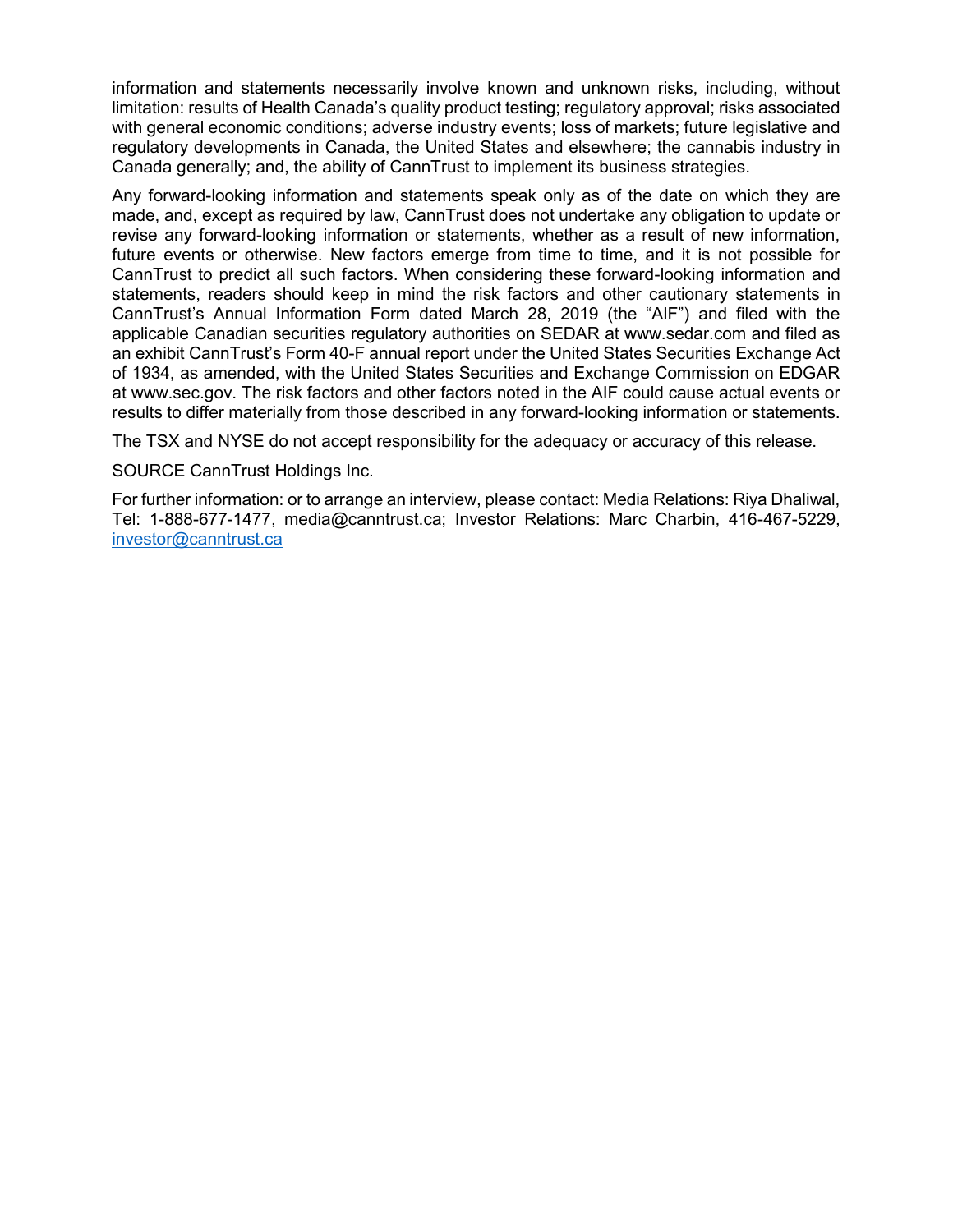information and statements necessarily involve known and unknown risks, including, without limitation: results of Health Canada's quality product testing; regulatory approval; risks associated with general economic conditions; adverse industry events; loss of markets; future legislative and regulatory developments in Canada, the United States and elsewhere; the cannabis industry in Canada generally; and, the ability of CannTrust to implement its business strategies.

Any forward-looking information and statements speak only as of the date on which they are made, and, except as required by law, CannTrust does not undertake any obligation to update or revise any forward-looking information or statements, whether as a result of new information, future events or otherwise. New factors emerge from time to time, and it is not possible for CannTrust to predict all such factors. When considering these forward-looking information and statements, readers should keep in mind the risk factors and other cautionary statements in CannTrust's Annual Information Form dated March 28, 2019 (the "AIF") and filed with the applicable Canadian securities regulatory authorities on SEDAR at www.sedar.com and filed as an exhibit CannTrust's Form 40-F annual report under the United States Securities Exchange Act of 1934, as amended, with the United States Securities and Exchange Commission on EDGAR at www.sec.gov. The risk factors and other factors noted in the AIF could cause actual events or results to differ materially from those described in any forward-looking information or statements.

The TSX and NYSE do not accept responsibility for the adequacy or accuracy of this release.

SOURCE CannTrust Holdings Inc.

For further information: or to arrange an interview, please contact: Media Relations: Riya Dhaliwal, Tel: 1-888-677-1477, media@canntrust.ca; Investor Relations: Marc Charbin, 416-467-5229, investor@canntrust.ca